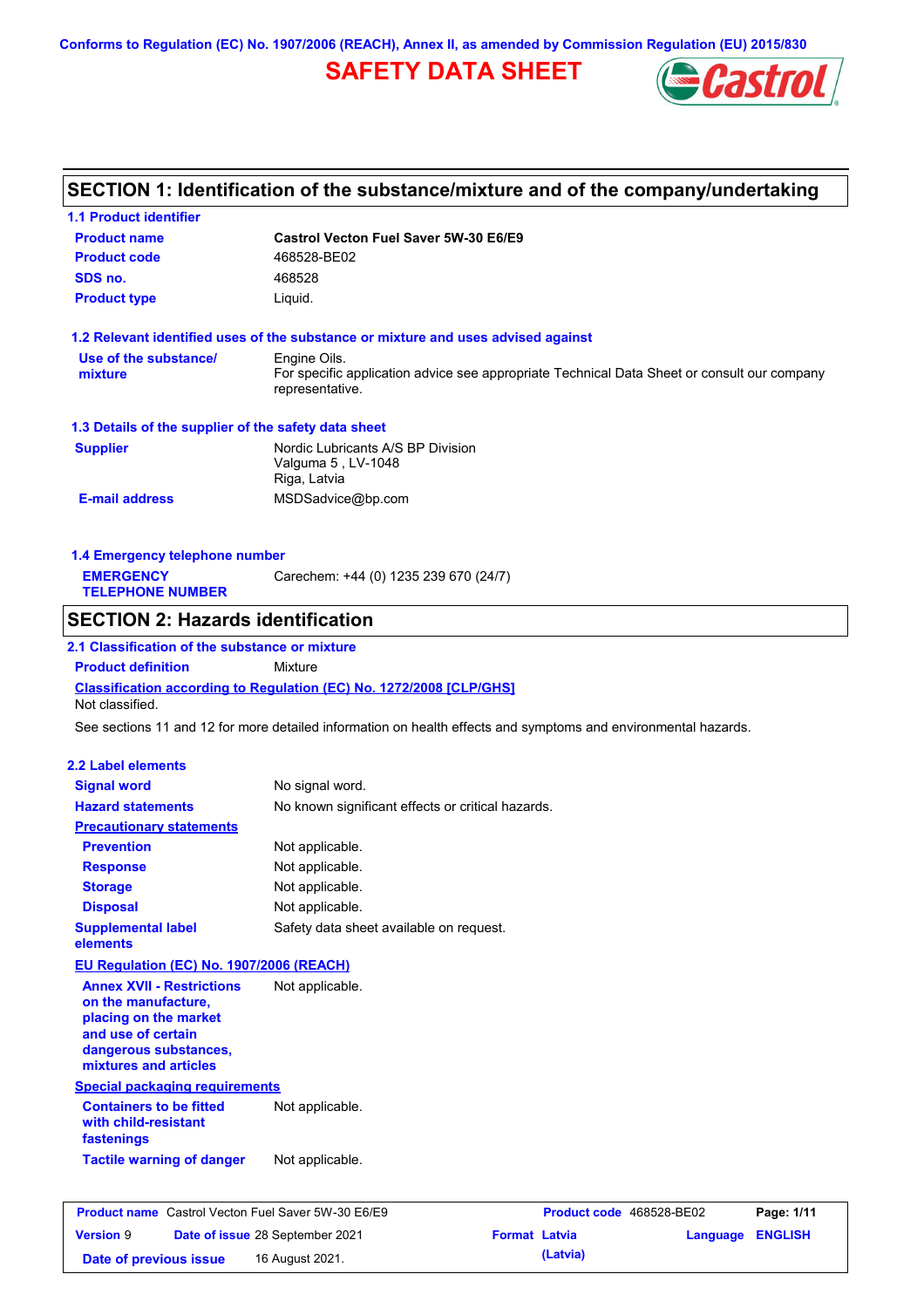Conforms to Regulation (EC) No. 1907/2006 (REACH), Annex II, as amended by Commission Regulation (EU) 2015/830

# SAFETY DATA SHEET

## SECTION 1: Identification of the substance/mixture and of the company/undertaking

### 1.1 Product identifier

| | |
|---|---|
| **Product name** | **Castrol Vecton Fuel Saver 5W-30 E6/E9** |
| **Product code** | 468528-BE02 |
| **SDS no.** | 468528 |
| **Product type** | Liquid. |

### 1.2 Relevant identified uses of the substance or mixture and uses advised against

| | |
|---|---|
| **Use of the substance/ mixture** | Engine Oils. For specific application advice see appropriate Technical Data Sheet or consult our company representative. |

### 1.3 Details of the supplier of the safety data sheet

| | |
|---|---|
| **Supplier** | Nordic Lubricants A/S BP Division<br>Valguma 5 , LV-1048<br>Riga, Latvia |
| **E-mail address** | MSDSadvice@bp.com |

### 1.4 Emergency telephone number

| | |
|---|---|
| **EMERGENCY TELEPHONE NUMBER** | Carechem: +44 (0) 1235 239 670 (24/7) |

## SECTION 2: Hazards identification

### 2.1 Classification of the substance or mixture

**Product definition** Mixture

**Classification according to Regulation (EC) No. 1272/2008 [CLP/GHS]**

Not classified.

See sections 11 and 12 for more detailed information on health effects and symptoms and environmental hazards.

### 2.2 Label elements

| | |
|---|---|
| **Signal word** | No signal word. |
| **Hazard statements** | No known significant effects or critical hazards. |
| **Precautionary statements** | |
| **Prevention** | Not applicable. |
| **Response** | Not applicable. |
| **Storage** | Not applicable. |
| **Disposal** | Not applicable. |
| **Supplemental label elements** | Safety data sheet available on request. |

**EU Regulation (EC) No. 1907/2006 (REACH)**

| | |
|---|---|
| **Annex XVII - Restrictions on the manufacture, placing on the market and use of certain dangerous substances, mixtures and articles** | Not applicable. |

**Special packaging requirements**

| | |
|---|---|
| **Containers to be fitted with child-resistant fastenings** | Not applicable. |
| **Tactile warning of danger** | Not applicable. |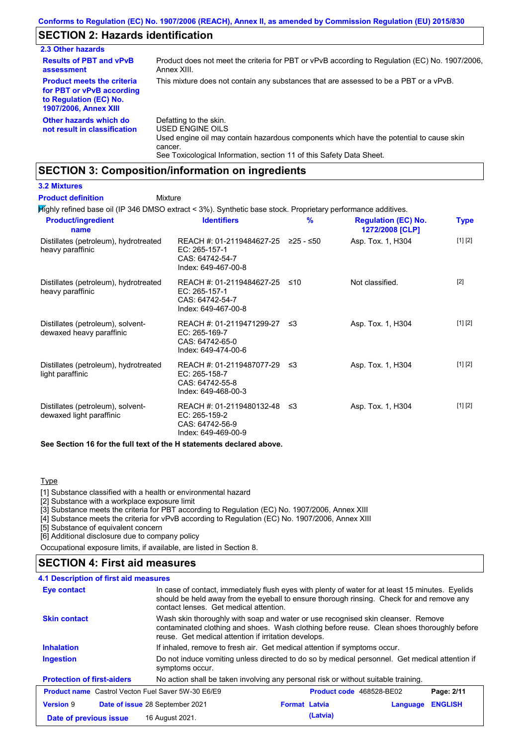Conforms to Regulation (EC) No. 1907/2006 (REACH), Annex II, as amended by Commission Regulation (EU) 2015/830

## SECTION 2: Hazards identification

### 2.3 Other hazards

| | |
|---|---|
| **Results of PBT and vPvB assessment** | Product does not meet the criteria for PBT or vPvB according to Regulation (EC) No. 1907/2006, Annex XIII. |
| **Product meets the criteria for PBT or vPvB according to Regulation (EC) No. 1907/2006, Annex XIII** | This mixture does not contain any substances that are assessed to be a PBT or a vPvB. |
| **Other hazards which do not result in classification** | Defatting to the skin.<br>USED ENGINE OILS<br>Used engine oil may contain hazardous components which have the potential to cause skin cancer.<br>See Toxicological Information, section 11 of this Safety Data Sheet. |

## SECTION 3: Composition/information on ingredients

### 3.2 Mixtures

**Product definition** Mixture

Highly refined base oil (IP 346 DMSO extract < 3%). Synthetic base stock. Proprietary performance additives.

| Product/ingredient name | Identifiers | % | Regulation (EC) No. 1272/2008 [CLP] | Type |
|---|---|---|---|---|
| Distillates (petroleum), hydrotreated heavy paraffinic | REACH #: 01-2119484627-25<br>EC: 265-157-1<br>CAS: 64742-54-7<br>Index: 649-467-00-8 | ≥25 - ≤50 | Asp. Tox. 1, H304 | [1] [2] |
| Distillates (petroleum), hydrotreated heavy paraffinic | REACH #: 01-2119484627-25<br>EC: 265-157-1<br>CAS: 64742-54-7<br>Index: 649-467-00-8 | ≤10 | Not classified. | [2] |
| Distillates (petroleum), solvent-dewaxed heavy paraffinic | REACH #: 01-2119471299-27<br>EC: 265-169-7<br>CAS: 64742-65-0<br>Index: 649-474-00-6 | ≤3 | Asp. Tox. 1, H304 | [1] [2] |
| Distillates (petroleum), hydrotreated light paraffinic | REACH #: 01-2119487077-29<br>EC: 265-158-7<br>CAS: 64742-55-8<br>Index: 649-468-00-3 | ≤3 | Asp. Tox. 1, H304 | [1] [2] |
| Distillates (petroleum), solvent-dewaxed light paraffinic | REACH #: 01-2119480132-48<br>EC: 265-159-2<br>CAS: 64742-56-9<br>Index: 649-469-00-9 | ≤3 | Asp. Tox. 1, H304 | [1] [2] |

**See Section 16 for the full text of the H statements declared above.**

Type

[1] Substance classified with a health or environmental hazard
[2] Substance with a workplace exposure limit
[3] Substance meets the criteria for PBT according to Regulation (EC) No. 1907/2006, Annex XIII
[4] Substance meets the criteria for vPvB according to Regulation (EC) No. 1907/2006, Annex XIII
[5] Substance of equivalent concern
[6] Additional disclosure due to company policy

Occupational exposure limits, if available, are listed in Section 8.

## SECTION 4: First aid measures

### 4.1 Description of first aid measures

| | |
|---|---|
| **Eye contact** | In case of contact, immediately flush eyes with plenty of water for at least 15 minutes. Eyelids should be held away from the eyeball to ensure thorough rinsing. Check for and remove any contact lenses. Get medical attention. |
| **Skin contact** | Wash skin thoroughly with soap and water or use recognised skin cleanser. Remove contaminated clothing and shoes. Wash clothing before reuse. Clean shoes thoroughly before reuse. Get medical attention if irritation develops. |
| **Inhalation** | If inhaled, remove to fresh air. Get medical attention if symptoms occur. |
| **Ingestion** | Do not induce vomiting unless directed to do so by medical personnel. Get medical attention if symptoms occur. |
| **Protection of first-aiders** | No action shall be taken involving any personal risk or without suitable training. |

| | | | |
|---|---|---|---|
| **Product name** Castrol Vecton Fuel Saver 5W-30 E6/E9 | | **Product code** 468528-BE02 | |
| **Version** 9 | **Date of issue** 28 September 2021 | **Format** Latvia (Latvia) | **Language** ENGLISH |
| **Date of previous issue** | 16 August 2021. | | |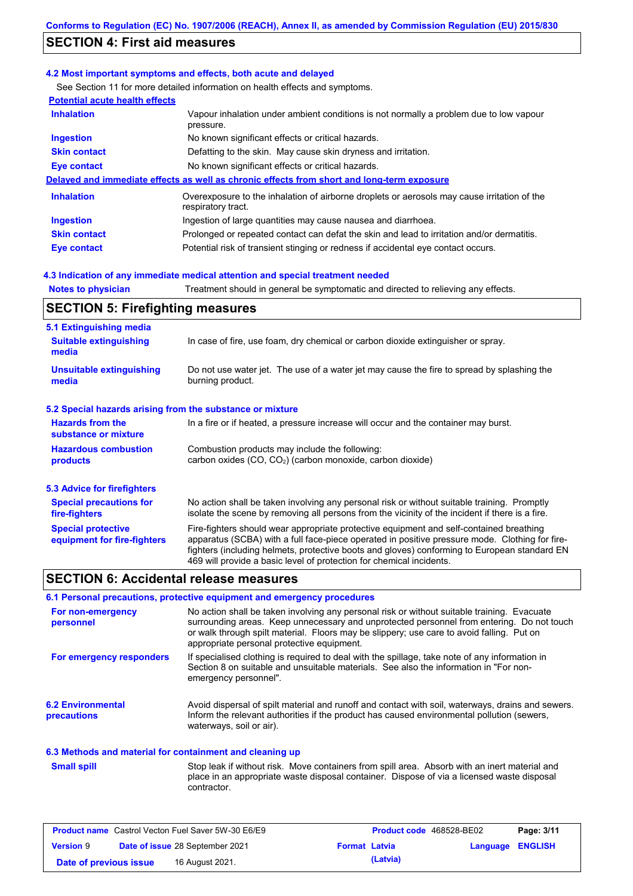## SECTION 4: First aid measures

### 4.2 Most important symptoms and effects, both acute and delayed

See Section 11 for more detailed information on health effects and symptoms.

**Potential acute health effects**

| | |
|---|---|
| **Inhalation** | Vapour inhalation under ambient conditions is not normally a problem due to low vapour pressure. |
| **Ingestion** | No known significant effects or critical hazards. |
| **Skin contact** | Defatting to the skin. May cause skin dryness and irritation. |
| **Eye contact** | No known significant effects or critical hazards. |

**Delayed and immediate effects as well as chronic effects from short and long-term exposure**

| | |
|---|---|
| **Inhalation** | Overexposure to the inhalation of airborne droplets or aerosols may cause irritation of the respiratory tract. |
| **Ingestion** | Ingestion of large quantities may cause nausea and diarrhoea. |
| **Skin contact** | Prolonged or repeated contact can defat the skin and lead to irritation and/or dermatitis. |
| **Eye contact** | Potential risk of transient stinging or redness if accidental eye contact occurs. |

### 4.3 Indication of any immediate medical attention and special treatment needed

| | |
|---|---|
| **Notes to physician** | Treatment should in general be symptomatic and directed to relieving any effects. |

## SECTION 5: Firefighting measures

### 5.1 Extinguishing media

| | |
|---|---|
| **Suitable extinguishing media** | In case of fire, use foam, dry chemical or carbon dioxide extinguisher or spray. |
| **Unsuitable extinguishing media** | Do not use water jet. The use of a water jet may cause the fire to spread by splashing the burning product. |

### 5.2 Special hazards arising from the substance or mixture

| | |
|---|---|
| **Hazards from the substance or mixture** | In a fire or if heated, a pressure increase will occur and the container may burst. |
| **Hazardous combustion products** | Combustion products may include the following: carbon oxides ($CO$, $CO_2$) (carbon monoxide, carbon dioxide) |

### 5.3 Advice for firefighters

| | |
|---|---|
| **Special precautions for fire-fighters** | No action shall be taken involving any personal risk or without suitable training. Promptly isolate the scene by removing all persons from the vicinity of the incident if there is a fire. |
| **Special protective equipment for fire-fighters** | Fire-fighters should wear appropriate protective equipment and self-contained breathing apparatus (SCBA) with a full face-piece operated in positive pressure mode. Clothing for fire-fighters (including helmets, protective boots and gloves) conforming to European standard EN 469 will provide a basic level of protection for chemical incidents. |

## SECTION 6: Accidental release measures

### 6.1 Personal precautions, protective equipment and emergency procedures

| | |
|---|---|
| **For non-emergency personnel** | No action shall be taken involving any personal risk or without suitable training. Evacuate surrounding areas. Keep unnecessary and unprotected personnel from entering. Do not touch or walk through spilt material. Floors may be slippery; use care to avoid falling. Put on appropriate personal protective equipment. |
| **For emergency responders** | If specialised clothing is required to deal with the spillage, take note of any information in Section 8 on suitable and unsuitable materials. See also the information in "For non-emergency personnel". |

| | |
|---|---|
| **6.2 Environmental precautions** | Avoid dispersal of spilt material and runoff and contact with soil, waterways, drains and sewers. Inform the relevant authorities if the product has caused environmental pollution (sewers, waterways, soil or air). |

### 6.3 Methods and material for containment and cleaning up

| | |
|---|---|
| **Small spill** | Stop leak if without risk. Move containers from spill area. Absorb with an inert material and place in an appropriate waste disposal container. Dispose of via a licensed waste disposal contractor. |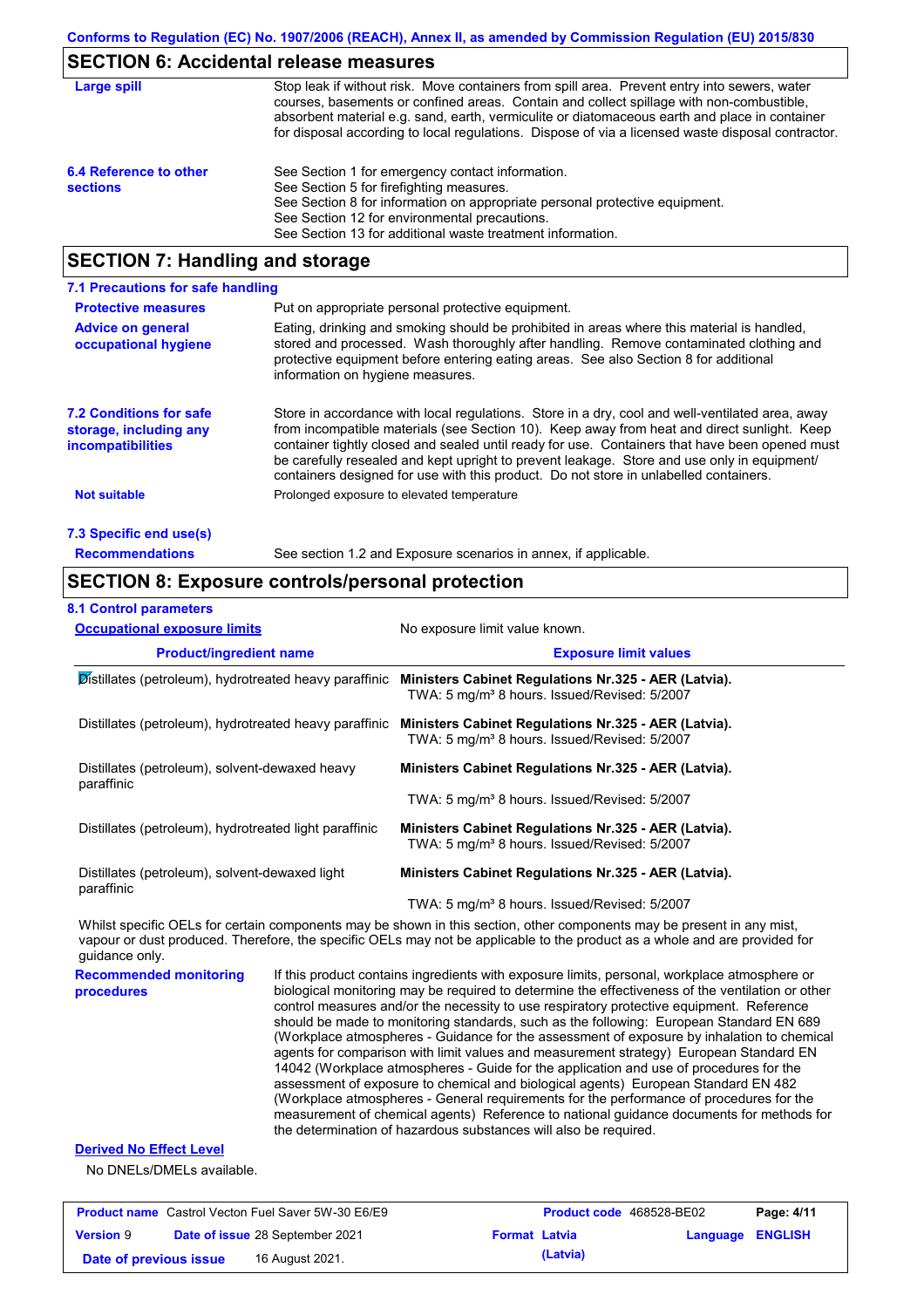## SECTION 6: Accidental release measures

**Large spill**

Stop leak if without risk. Move containers from spill area. Prevent entry into sewers, water courses, basements or confined areas. Contain and collect spillage with non-combustible, absorbent material e.g. sand, earth, vermiculite or diatomaceous earth and place in container for disposal according to local regulations. Dispose of via a licensed waste disposal contractor.

**6.4 Reference to other sections**

See Section 1 for emergency contact information.
See Section 5 for firefighting measures.
See Section 8 for information on appropriate personal protective equipment.
See Section 12 for environmental precautions.
See Section 13 for additional waste treatment information.

## SECTION 7: Handling and storage

### 7.1 Precautions for safe handling

**Protective measures**

Put on appropriate personal protective equipment.

**Advice on general occupational hygiene**

Eating, drinking and smoking should be prohibited in areas where this material is handled, stored and processed. Wash thoroughly after handling. Remove contaminated clothing and protective equipment before entering eating areas. See also Section 8 for additional information on hygiene measures.

**7.2 Conditions for safe storage, including any incompatibilities**

Store in accordance with local regulations. Store in a dry, cool and well-ventilated area, away from incompatible materials (see Section 10). Keep away from heat and direct sunlight. Keep container tightly closed and sealed until ready for use. Containers that have been opened must be carefully resealed and kept upright to prevent leakage. Store and use only in equipment/ containers designed for use with this product. Do not store in unlabelled containers.

**Not suitable**

Prolonged exposure to elevated temperature

### 7.3 Specific end use(s)

**Recommendations**

See section 1.2 and Exposure scenarios in annex, if applicable.

## SECTION 8: Exposure controls/personal protection

### 8.1 Control parameters

**Occupational exposure limits**

No exposure limit value known.

| Product/ingredient name | Exposure limit values |
|---|---|
| Distillates (petroleum), hydrotreated heavy paraffinic | **Ministers Cabinet Regulations Nr.325 - AER (Latvia).** TWA: 5 mg/m³ 8 hours. Issued/Revised: 5/2007 |
| Distillates (petroleum), hydrotreated heavy paraffinic | **Ministers Cabinet Regulations Nr.325 - AER (Latvia).** TWA: 5 mg/m³ 8 hours. Issued/Revised: 5/2007 |
| Distillates (petroleum), solvent-dewaxed heavy paraffinic | **Ministers Cabinet Regulations Nr.325 - AER (Latvia).** TWA: 5 mg/m³ 8 hours. Issued/Revised: 5/2007 |
| Distillates (petroleum), hydrotreated light paraffinic | **Ministers Cabinet Regulations Nr.325 - AER (Latvia).** TWA: 5 mg/m³ 8 hours. Issued/Revised: 5/2007 |
| Distillates (petroleum), solvent-dewaxed light paraffinic | **Ministers Cabinet Regulations Nr.325 - AER (Latvia).** TWA: 5 mg/m³ 8 hours. Issued/Revised: 5/2007 |

Whilst specific OELs for certain components may be shown in this section, other components may be present in any mist, vapour or dust produced. Therefore, the specific OELs may not be applicable to the product as a whole and are provided for guidance only.

**Recommended monitoring procedures**

If this product contains ingredients with exposure limits, personal, workplace atmosphere or biological monitoring may be required to determine the effectiveness of the ventilation or other control measures and/or the necessity to use respiratory protective equipment. Reference should be made to monitoring standards, such as the following: European Standard EN 689 (Workplace atmospheres - Guidance for the assessment of exposure by inhalation to chemical agents for comparison with limit values and measurement strategy) European Standard EN 14042 (Workplace atmospheres - Guide for the application and use of procedures for the assessment of exposure to chemical and biological agents) European Standard EN 482 (Workplace atmospheres - General requirements for the performance of procedures for the measurement of chemical agents) Reference to national guidance documents for methods for the determination of hazardous substances will also be required.

**Derived No Effect Level**

No DNELs/DMELs available.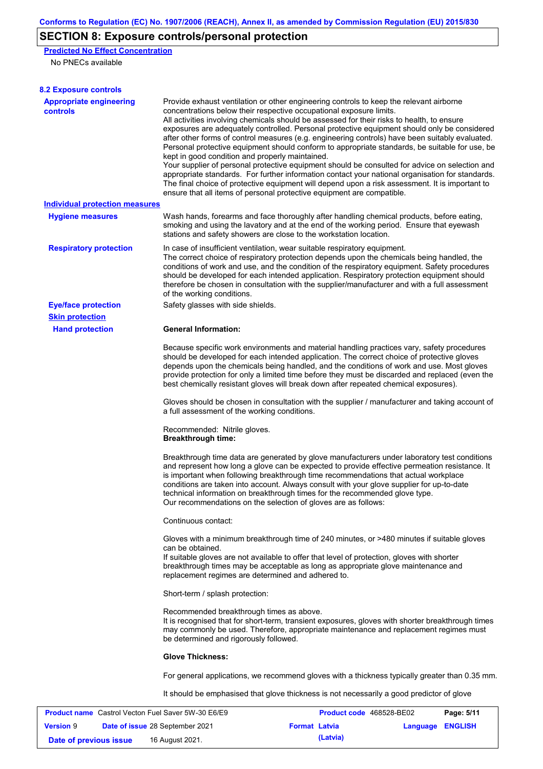## SECTION 8: Exposure controls/personal protection

**Predicted No Effect Concentration**

No PNECs available

### 8.2 Exposure controls

**Appropriate engineering controls**

Provide exhaust ventilation or other engineering controls to keep the relevant airborne concentrations below their respective occupational exposure limits.
All activities involving chemicals should be assessed for their risks to health, to ensure exposures are adequately controlled. Personal protective equipment should only be considered after other forms of control measures (e.g. engineering controls) have been suitably evaluated. Personal protective equipment should conform to appropriate standards, be suitable for use, be kept in good condition and properly maintained.
Your supplier of personal protective equipment should be consulted for advice on selection and appropriate standards. For further information contact your national organisation for standards.
The final choice of protective equipment will depend upon a risk assessment. It is important to ensure that all items of personal protective equipment are compatible.

**Individual protection measures**

**Hygiene measures**

Wash hands, forearms and face thoroughly after handling chemical products, before eating, smoking and using the lavatory and at the end of the working period. Ensure that eyewash stations and safety showers are close to the workstation location.

**Respiratory protection**

In case of insufficient ventilation, wear suitable respiratory equipment.
The correct choice of respiratory protection depends upon the chemicals being handled, the conditions of work and use, and the condition of the respiratory equipment. Safety procedures should be developed for each intended application. Respiratory protection equipment should therefore be chosen in consultation with the supplier/manufacturer and with a full assessment of the working conditions.

**Eye/face protection**

Safety glasses with side shields.

**Skin protection**

**Hand protection**

**General Information:**

Because specific work environments and material handling practices vary, safety procedures should be developed for each intended application. The correct choice of protective gloves depends upon the chemicals being handled, and the conditions of work and use. Most gloves provide protection for only a limited time before they must be discarded and replaced (even the best chemically resistant gloves will break down after repeated chemical exposures).

Gloves should be chosen in consultation with the supplier / manufacturer and taking account of a full assessment of the working conditions.

Recommended: Nitrile gloves.
**Breakthrough time:**

Breakthrough time data are generated by glove manufacturers under laboratory test conditions and represent how long a glove can be expected to provide effective permeation resistance. It is important when following breakthrough time recommendations that actual workplace conditions are taken into account. Always consult with your glove supplier for up-to-date technical information on breakthrough times for the recommended glove type.
Our recommendations on the selection of gloves are as follows:

Continuous contact:

Gloves with a minimum breakthrough time of 240 minutes, or >480 minutes if suitable gloves can be obtained.
If suitable gloves are not available to offer that level of protection, gloves with shorter breakthrough times may be acceptable as long as appropriate glove maintenance and replacement regimes are determined and adhered to.

Short-term / splash protection:

Recommended breakthrough times as above.
It is recognised that for short-term, transient exposures, gloves with shorter breakthrough times may commonly be used. Therefore, appropriate maintenance and replacement regimes must be determined and rigorously followed.

**Glove Thickness:**

For general applications, we recommend gloves with a thickness typically greater than 0.35 mm.

It should be emphasised that glove thickness is not necessarily a good predictor of glove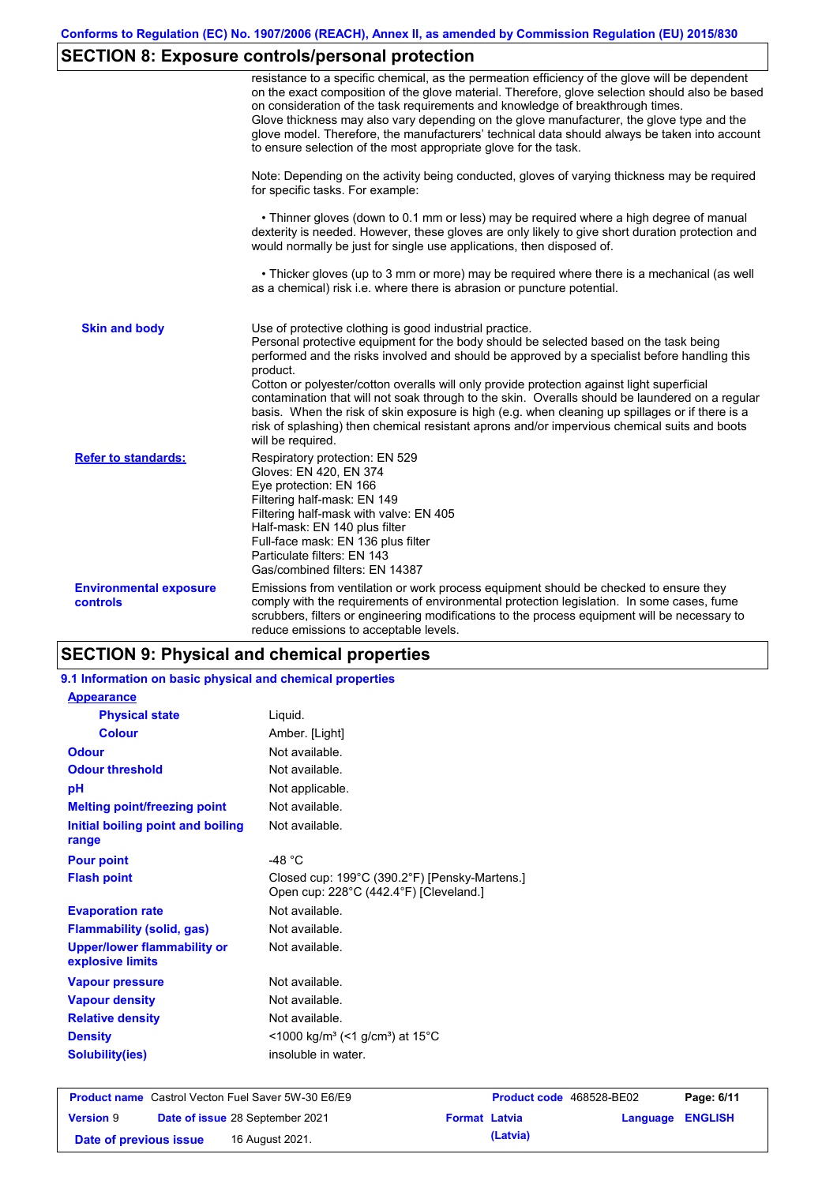## SECTION 8: Exposure controls/personal protection

resistance to a specific chemical, as the permeation efficiency of the glove will be dependent on the exact composition of the glove material. Therefore, glove selection should also be based on consideration of the task requirements and knowledge of breakthrough times.
Glove thickness may also vary depending on the glove manufacturer, the glove type and the glove model. Therefore, the manufacturers' technical data should always be taken into account to ensure selection of the most appropriate glove for the task.

Note: Depending on the activity being conducted, gloves of varying thickness may be required for specific tasks. For example:

• Thinner gloves (down to 0.1 mm or less) may be required where a high degree of manual dexterity is needed. However, these gloves are only likely to give short duration protection and would normally be just for single use applications, then disposed of.

• Thicker gloves (up to 3 mm or more) may be required where there is a mechanical (as well as a chemical) risk i.e. where there is abrasion or puncture potential.

**Skin and body**

Use of protective clothing is good industrial practice.
Personal protective equipment for the body should be selected based on the task being performed and the risks involved and should be approved by a specialist before handling this product.
Cotton or polyester/cotton overalls will only provide protection against light superficial contamination that will not soak through to the skin. Overalls should be laundered on a regular basis. When the risk of skin exposure is high (e.g. when cleaning up spillages or if there is a risk of splashing) then chemical resistant aprons and/or impervious chemical suits and boots will be required.

**Refer to standards:**

Respiratory protection: EN 529
Gloves: EN 420, EN 374
Eye protection: EN 166
Filtering half-mask: EN 149
Filtering half-mask with valve: EN 405
Half-mask: EN 140 plus filter
Full-face mask: EN 136 plus filter
Particulate filters: EN 143
Gas/combined filters: EN 14387

**Environmental exposure controls**

Emissions from ventilation or work process equipment should be checked to ensure they comply with the requirements of environmental protection legislation. In some cases, fume scrubbers, filters or engineering modifications to the process equipment will be necessary to reduce emissions to acceptable levels.

## SECTION 9: Physical and chemical properties

### 9.1 Information on basic physical and chemical properties

| Property | Value |
|---|---|
| **Appearance** | |
| **Physical state** | Liquid. |
| **Colour** | Amber. [Light] |
| **Odour** | Not available. |
| **Odour threshold** | Not available. |
| **pH** | Not applicable. |
| **Melting point/freezing point** | Not available. |
| **Initial boiling point and boiling range** | Not available. |
| **Pour point** | -48 °C |
| **Flash point** | Closed cup: 199°C (390.2°F) [Pensky-Martens.]<br>Open cup: 228°C (442.4°F) [Cleveland.] |
| **Evaporation rate** | Not available. |
| **Flammability (solid, gas)** | Not available. |
| **Upper/lower flammability or explosive limits** | Not available. |
| **Vapour pressure** | Not available. |
| **Vapour density** | Not available. |
| **Relative density** | Not available. |
| **Density** | <1000 kg/m³ (<1 g/cm³) at 15°C |
| **Solubility(ies)** | insoluble in water. |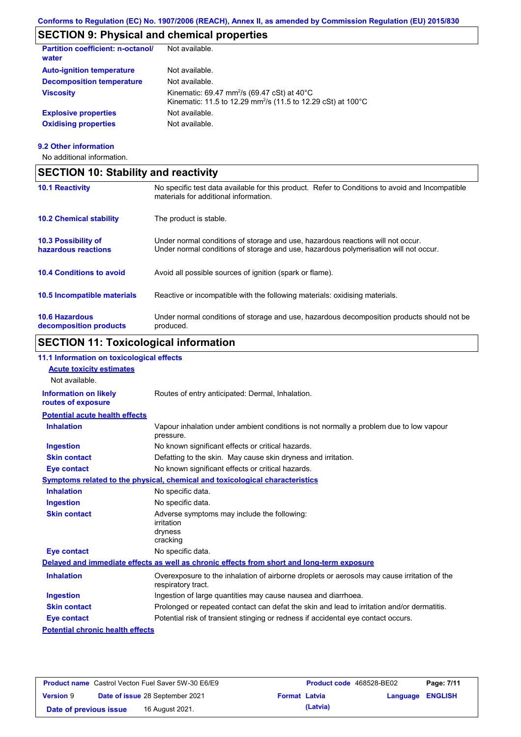## SECTION 9: Physical and chemical properties

| | |
|---|---|
| **Partition coefficient: n-octanol/water** | Not available. |
| **Auto-ignition temperature** | Not available. |
| **Decomposition temperature** | Not available. |
| **Viscosity** | Kinematic: 69.47 $mm^2/s$ (69.47 cSt) at 40°C<br>Kinematic: 11.5 to 12.29 $mm^2/s$ (11.5 to 12.29 cSt) at 100°C |
| **Explosive properties** | Not available. |
| **Oxidising properties** | Not available. |

**9.2 Other information**

No additional information.

## SECTION 10: Stability and reactivity

| | |
|---|---|
| **10.1 Reactivity** | No specific test data available for this product. Refer to Conditions to avoid and Incompatible materials for additional information. |
| **10.2 Chemical stability** | The product is stable. |
| **10.3 Possibility of hazardous reactions** | Under normal conditions of storage and use, hazardous reactions will not occur.<br>Under normal conditions of storage and use, hazardous polymerisation will not occur. |
| **10.4 Conditions to avoid** | Avoid all possible sources of ignition (spark or flame). |
| **10.5 Incompatible materials** | Reactive or incompatible with the following materials: oxidising materials. |
| **10.6 Hazardous decomposition products** | Under normal conditions of storage and use, hazardous decomposition products should not be produced. |

## SECTION 11: Toxicological information

**11.1 Information on toxicological effects**

**Acute toxicity estimates**

Not available.

| | |
|---|---|
| **Information on likely routes of exposure** | Routes of entry anticipated: Dermal, Inhalation. |

**Potential acute health effects**

| | |
|---|---|
| **Inhalation** | Vapour inhalation under ambient conditions is not normally a problem due to low vapour pressure. |
| **Ingestion** | No known significant effects or critical hazards. |
| **Skin contact** | Defatting to the skin. May cause skin dryness and irritation. |
| **Eye contact** | No known significant effects or critical hazards. |

**Symptoms related to the physical, chemical and toxicological characteristics**

| | |
|---|---|
| **Inhalation** | No specific data. |
| **Ingestion** | No specific data. |
| **Skin contact** | Adverse symptoms may include the following:<br>irritation<br>dryness<br>cracking |
| **Eye contact** | No specific data. |

**Delayed and immediate effects as well as chronic effects from short and long-term exposure**

| | |
|---|---|
| **Inhalation** | Overexposure to the inhalation of airborne droplets or aerosols may cause irritation of the respiratory tract. |
| **Ingestion** | Ingestion of large quantities may cause nausea and diarrhoea. |
| **Skin contact** | Prolonged or repeated contact can defat the skin and lead to irritation and/or dermatitis. |
| **Eye contact** | Potential risk of transient stinging or redness if accidental eye contact occurs. |

**Potential chronic health effects**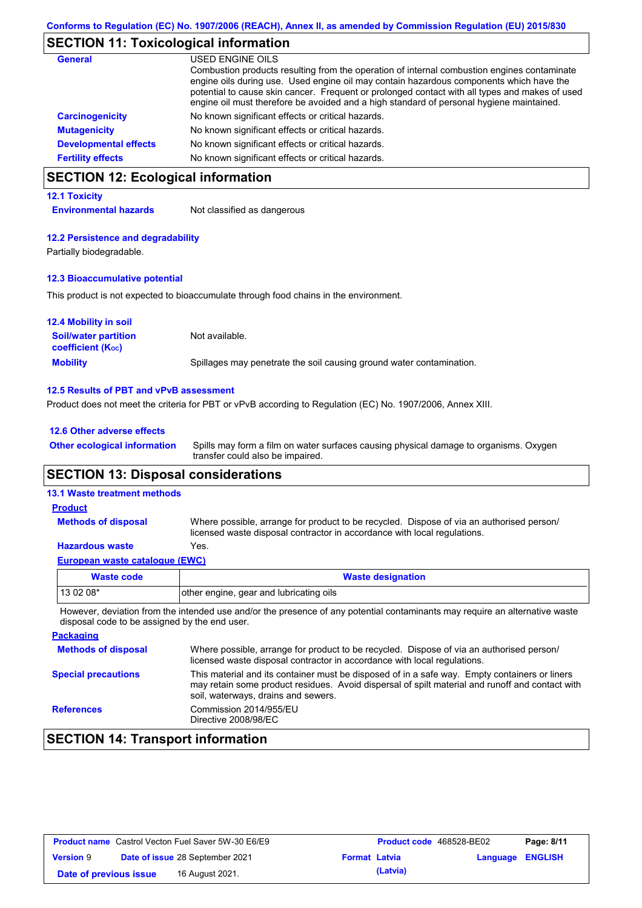## SECTION 11: Toxicological information

**General**

USED ENGINE OILS
Combustion products resulting from the operation of internal combustion engines contaminate engine oils during use. Used engine oil may contain hazardous components which have the potential to cause skin cancer. Frequent or prolonged contact with all types and makes of used engine oil must therefore be avoided and a high standard of personal hygiene maintained.

**Carcinogenicity** No known significant effects or critical hazards.

**Mutagenicity** No known significant effects or critical hazards.

**Developmental effects** No known significant effects or critical hazards.

**Fertility effects** No known significant effects or critical hazards.

## SECTION 12: Ecological information

### 12.1 Toxicity

**Environmental hazards** Not classified as dangerous

### 12.2 Persistence and degradability

Partially biodegradable.

### 12.3 Bioaccumulative potential

This product is not expected to bioaccumulate through food chains in the environment.

### 12.4 Mobility in soil

**Soil/water partition coefficient ($K_{OC}$)** Not available.

**Mobility** Spillages may penetrate the soil causing ground water contamination.

### 12.5 Results of PBT and vPvB assessment

Product does not meet the criteria for PBT or vPvB according to Regulation (EC) No. 1907/2006, Annex XIII.

### 12.6 Other adverse effects

**Other ecological information** Spills may form a film on water surfaces causing physical damage to organisms. Oxygen transfer could also be impaired.

## SECTION 13: Disposal considerations

### 13.1 Waste treatment methods

**Product**

**Methods of disposal** Where possible, arrange for product to be recycled. Dispose of via an authorised person/ licensed waste disposal contractor in accordance with local regulations.

**Hazardous waste** Yes.

**European waste catalogue (EWC)**

| Waste code | Waste designation |
|---|---|
| 13 02 08* | other engine, gear and lubricating oils |

However, deviation from the intended use and/or the presence of any potential contaminants may require an alternative waste disposal code to be assigned by the end user.

**Packaging**

**Methods of disposal** Where possible, arrange for product to be recycled. Dispose of via an authorised person/ licensed waste disposal contractor in accordance with local regulations.

**Special precautions** This material and its container must be disposed of in a safe way. Empty containers or liners may retain some product residues. Avoid dispersal of spilt material and runoff and contact with soil, waterways, drains and sewers.

**References** Commission 2014/955/EU
Directive 2008/98/EC

## SECTION 14: Transport information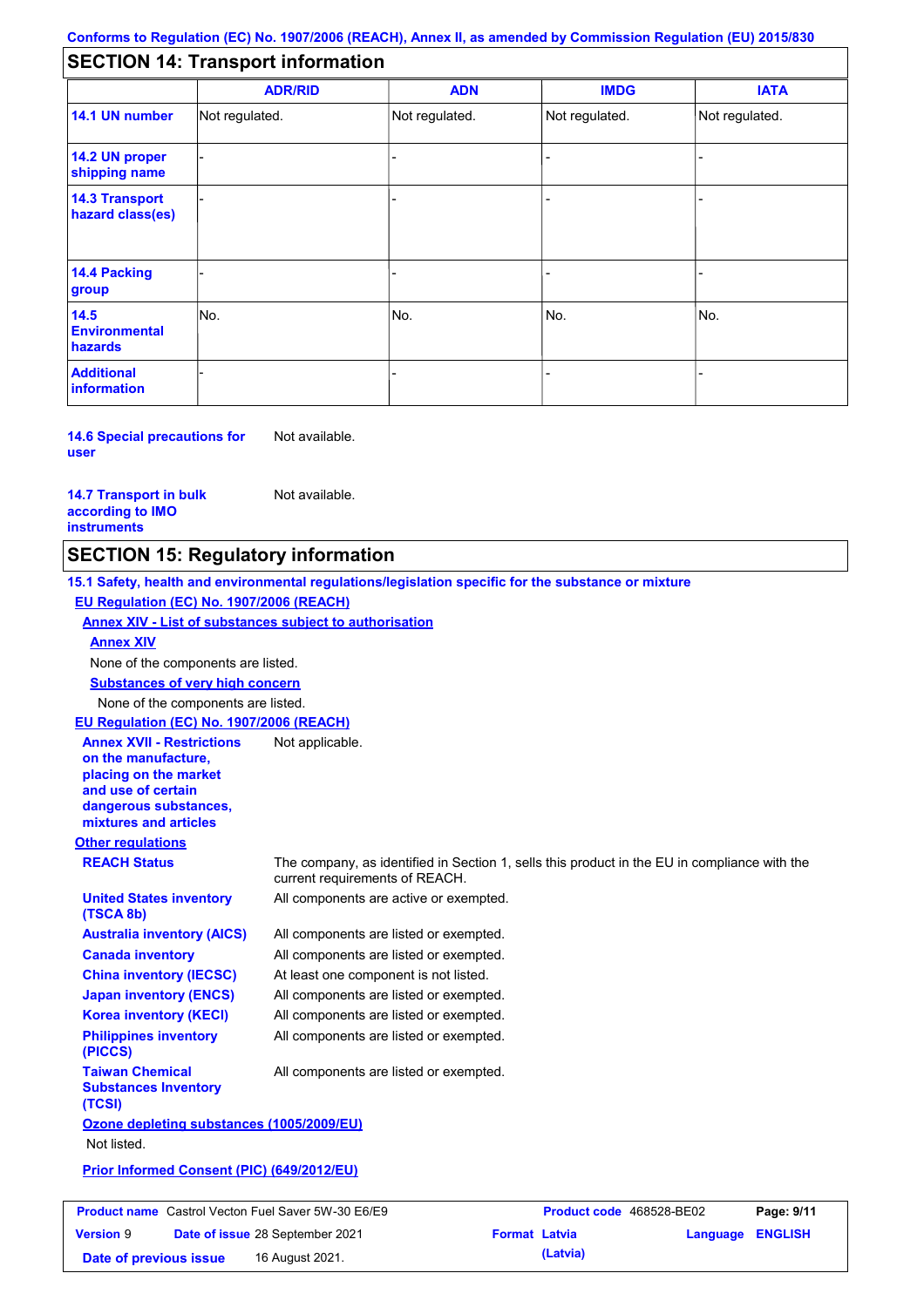## SECTION 14: Transport information

| | ADR/RID | ADN | IMDG | IATA |
|---|---|---|---|---|
| **14.1 UN number** | Not regulated. | Not regulated. | Not regulated. | Not regulated. |
| **14.2 UN proper shipping name** | - | - | - | - |
| **14.3 Transport hazard class(es)** | - | - | - | - |
| **14.4 Packing group** | - | - | - | - |
| **14.5 Environmental hazards** | No. | No. | No. | No. |
| **Additional information** | - | - | - | - |

**14.6 Special precautions for user**: Not available.

**14.7 Transport in bulk according to IMO instruments**: Not available.

## SECTION 15: Regulatory information

**15.1 Safety, health and environmental regulations/legislation specific for the substance or mixture**

**EU Regulation (EC) No. 1907/2006 (REACH)**

**Annex XIV - List of substances subject to authorisation**

**Annex XIV**

None of the components are listed.

**Substances of very high concern**

None of the components are listed.

**EU Regulation (EC) No. 1907/2006 (REACH)**

**Annex XVII - Restrictions on the manufacture, placing on the market and use of certain dangerous substances, mixtures and articles**: Not applicable.

**Other regulations**

**REACH Status**: The company, as identified in Section 1, sells this product in the EU in compliance with the current requirements of REACH.

**United States inventory (TSCA 8b)**: All components are active or exempted.

**Australia inventory (AICS)**: All components are listed or exempted.

**Canada inventory**: All components are listed or exempted.

**China inventory (IECSC)**: At least one component is not listed.

**Japan inventory (ENCS)**: All components are listed or exempted.

**Korea inventory (KECI)**: All components are listed or exempted.

**Philippines inventory (PICCS)**: All components are listed or exempted.

**Taiwan Chemical Substances Inventory (TCSI)**: All components are listed or exempted.

**Ozone depleting substances (1005/2009/EU)**

Not listed.

**Prior Informed Consent (PIC) (649/2012/EU)**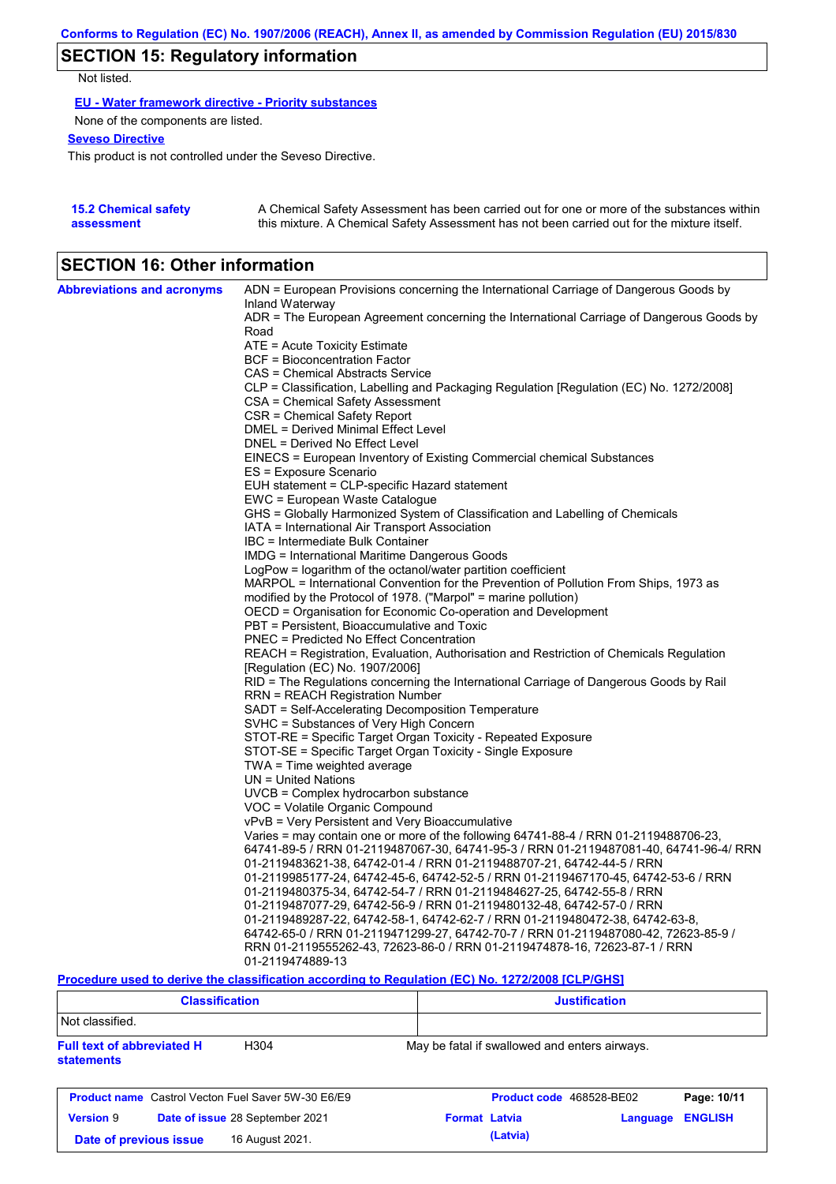## SECTION 15: Regulatory information

Not listed.

**EU - Water framework directive - Priority substances**

None of the components are listed.

**Seveso Directive**

This product is not controlled under the Seveso Directive.

**15.2 Chemical safety assessment**

A Chemical Safety Assessment has been carried out for one or more of the substances within this mixture. A Chemical Safety Assessment has not been carried out for the mixture itself.

## SECTION 16: Other information

**Abbreviations and acronyms**

ADN = European Provisions concerning the International Carriage of Dangerous Goods by Inland Waterway
ADR = The European Agreement concerning the International Carriage of Dangerous Goods by Road
ATE = Acute Toxicity Estimate
BCF = Bioconcentration Factor
CAS = Chemical Abstracts Service
CLP = Classification, Labelling and Packaging Regulation [Regulation (EC) No. 1272/2008]
CSA = Chemical Safety Assessment
CSR = Chemical Safety Report
DMEL = Derived Minimal Effect Level
DNEL = Derived No Effect Level
EINECS = European Inventory of Existing Commercial chemical Substances
ES = Exposure Scenario
EUH statement = CLP-specific Hazard statement
EWC = European Waste Catalogue
GHS = Globally Harmonized System of Classification and Labelling of Chemicals
IATA = International Air Transport Association
IBC = Intermediate Bulk Container
IMDG = International Maritime Dangerous Goods
LogPow = logarithm of the octanol/water partition coefficient
MARPOL = International Convention for the Prevention of Pollution From Ships, 1973 as modified by the Protocol of 1978. ("Marpol" = marine pollution)
OECD = Organisation for Economic Co-operation and Development
PBT = Persistent, Bioaccumulative and Toxic
PNEC = Predicted No Effect Concentration
REACH = Registration, Evaluation, Authorisation and Restriction of Chemicals Regulation [Regulation (EC) No. 1907/2006]
RID = The Regulations concerning the International Carriage of Dangerous Goods by Rail
RRN = REACH Registration Number
SADT = Self-Accelerating Decomposition Temperature
SVHC = Substances of Very High Concern
STOT-RE = Specific Target Organ Toxicity - Repeated Exposure
STOT-SE = Specific Target Organ Toxicity - Single Exposure
TWA = Time weighted average
UN = United Nations
UVCB = Complex hydrocarbon substance
VOC = Volatile Organic Compound
vPvB = Very Persistent and Very Bioaccumulative
Varies = may contain one or more of the following 64741-88-4 / RRN 01-2119488706-23, 64741-89-5 / RRN 01-2119487067-30, 64741-95-3 / RRN 01-2119487081-40, 64741-96-4/ RRN 01-2119483621-38, 64742-01-4 / RRN 01-2119488707-21, 64742-44-5 / RRN 01-2119985177-24, 64742-45-6, 64742-52-5 / RRN 01-2119467170-45, 64742-53-6 / RRN 01-2119480375-34, 64742-54-7 / RRN 01-2119484627-25, 64742-55-8 / RRN 01-2119487077-29, 64742-56-9 / RRN 01-2119480132-48, 64742-57-0 / RRN 01-2119489287-22, 64742-58-1, 64742-62-7 / RRN 01-2119480472-38, 64742-63-8, 64742-65-0 / RRN 01-2119471299-27, 64742-70-7 / RRN 01-2119487080-42, 72623-85-9 / RRN 01-2119555262-43, 72623-86-0 / RRN 01-2119474878-16, 72623-87-1 / RRN 01-2119474889-13

**Procedure used to derive the classification according to Regulation (EC) No. 1272/2008 [CLP/GHS]**

| Classification | Justification |
|---|---|
| Not classified. | |

**Full text of abbreviated H statements**

| | |
|---|---|
| H304 | May be fatal if swallowed and enters airways. |

| | | | |
|---|---|---|---|
| **Product name** Castrol Vecton Fuel Saver 5W-30 E6/E9 | | **Product code** 468528-BE02 | |
| **Version** 9 | **Date of issue** 28 September 2021 | **Format** Latvia (Latvia) | **Language** ENGLISH |
| **Date of previous issue** | 16 August 2021. | | |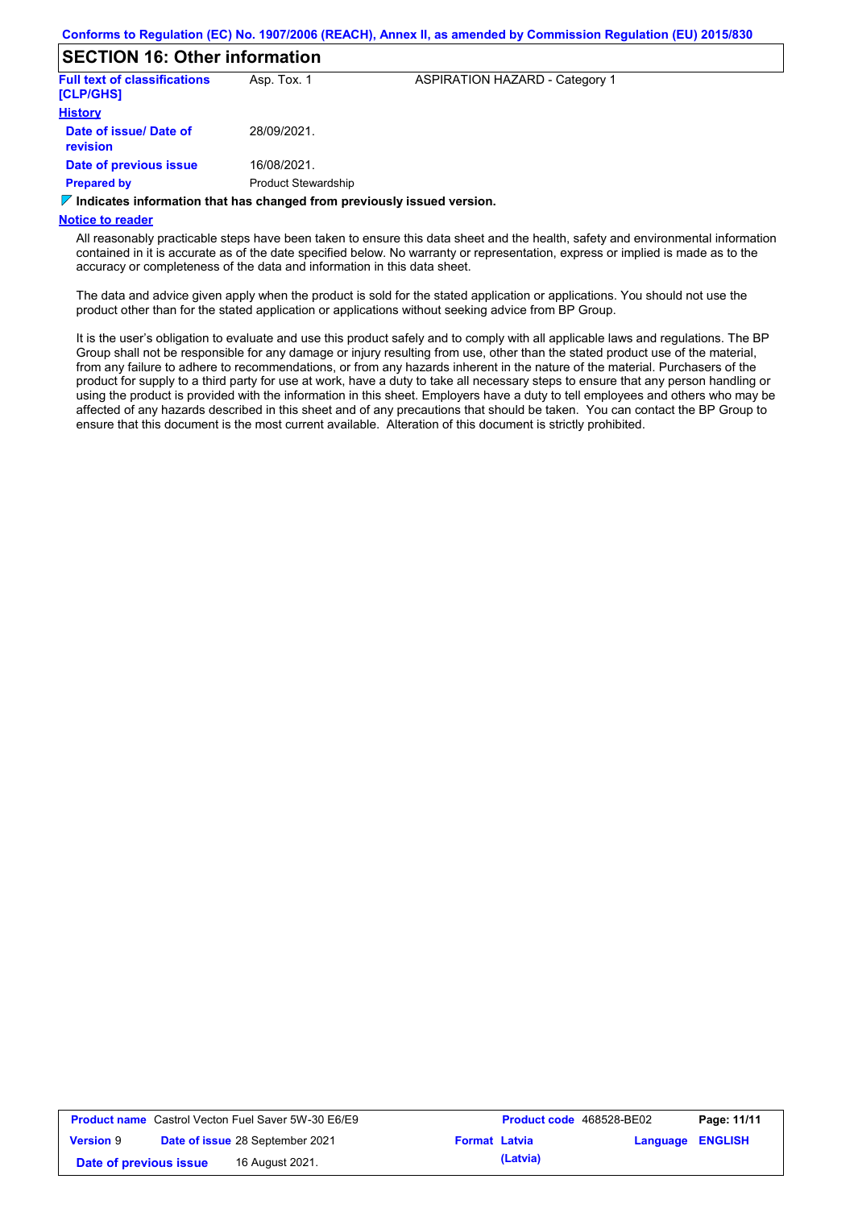## SECTION 16: Other information

| | | |
|---|---|---|
| **Full text of classifications [CLP/GHS]** | Asp. Tox. 1 | ASPIRATION HAZARD - Category 1 |

**History**

| | |
|---|---|
| **Date of issue/ Date of revision** | 28/09/2021. |
| **Date of previous issue** | 16/08/2021. |
| **Prepared by** | Product Stewardship |

**Indicates information that has changed from previously issued version.**

**Notice to reader**

All reasonably practicable steps have been taken to ensure this data sheet and the health, safety and environmental information contained in it is accurate as of the date specified below. No warranty or representation, express or implied is made as to the accuracy or completeness of the data and information in this data sheet.

The data and advice given apply when the product is sold for the stated application or applications. You should not use the product other than for the stated application or applications without seeking advice from BP Group.

It is the user's obligation to evaluate and use this product safely and to comply with all applicable laws and regulations. The BP Group shall not be responsible for any damage or injury resulting from use, other than the stated product use of the material, from any failure to adhere to recommendations, or from any hazards inherent in the nature of the material. Purchasers of the product for supply to a third party for use at work, have a duty to take all necessary steps to ensure that any person handling or using the product is provided with the information in this sheet. Employers have a duty to tell employees and others who may be affected of any hazards described in this sheet and of any precautions that should be taken. You can contact the BP Group to ensure that this document is the most current available. Alteration of this document is strictly prohibited.

| | | | |
|---|---|---|---|
| **Product name** Castrol Vecton Fuel Saver 5W-30 E6/E9 | | **Product code** 468528-BE02 | |
| **Version** 9 | **Date of issue** 28 September 2021 | **Format** Latvia (Latvia) | **Language** ENGLISH |
| **Date of previous issue** 16 August 2021. | | | |